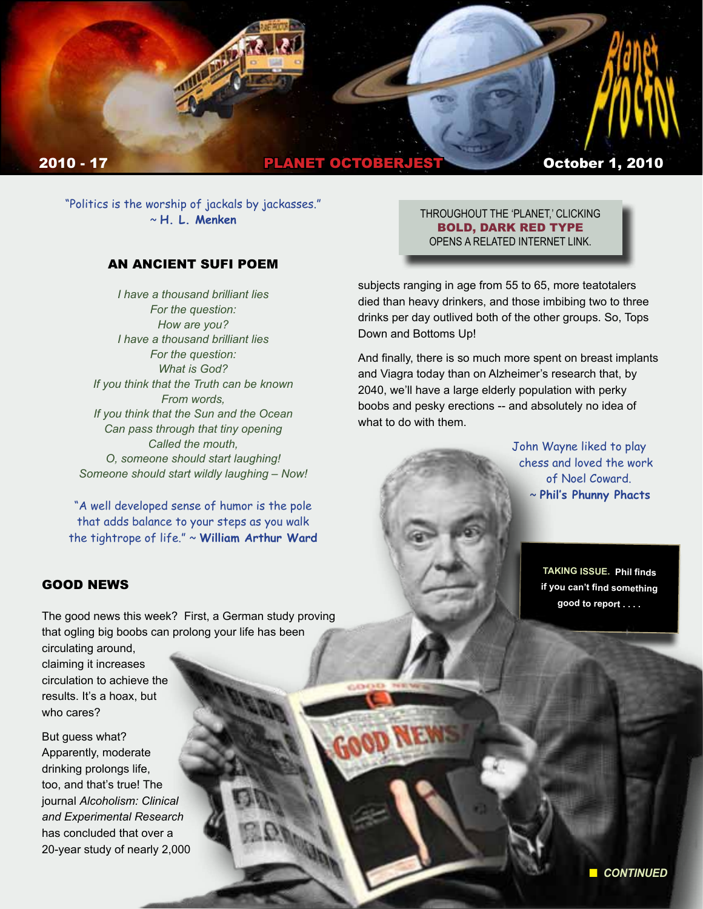# Planet Proctor

**2010 - 17** | **PLANET OCTOBERJEST** | **October 1, 2010**

"Politics is the worship of jackals by jackasses."
~ **H. L. Menken**

THROUGHOUT THE 'PLANET,' CLICKING **BOLD, DARK RED TYPE** OPENS A RELATED INTERNET LINK.

## AN ANCIENT SUFI POEM

*I have a thousand brilliant lies*
*For the question:*
*How are you?*
*I have a thousand brilliant lies*
*For the question:*
*What is God?*
*If you think that the Truth can be known*
*From words,*
*If you think that the Sun and the Ocean*
*Can pass through that tiny opening*
*Called the mouth,*
*O, someone should start laughing!*
*Someone should start wildly laughing – Now!*

"A well developed sense of humor is the pole that adds balance to your steps as you walk the tightrope of life." ~ **William Arthur Ward**

## GOOD NEWS

The good news this week? First, a German study proving that ogling big boobs can prolong your life has been circulating around, claiming it increases circulation to achieve the results. It's a hoax, but who cares?

But guess what? Apparently, moderate drinking prolongs life, too, and that's true! The journal *Alcoholism: Clinical and Experimental Research* has concluded that over a 20-year study of nearly 2,000 subjects ranging in age from 55 to 65, more teatotalers died than heavy drinkers, and those imbibing two to three drinks per day outlived both of the other groups. So, Tops Down and Bottoms Up!

And finally, there is so much more spent on breast implants and Viagra today than on Alzheimer's research that, by 2040, we'll have a large elderly population with perky boobs and pesky erections -- and absolutely no idea of what to do with them.

John Wayne liked to play chess and loved the work of Noel Coward.
~ **Phil's Phunny Phacts**

**TAKING ISSUE. Phil finds if you can't find something good to report . . . .**

CONTINUED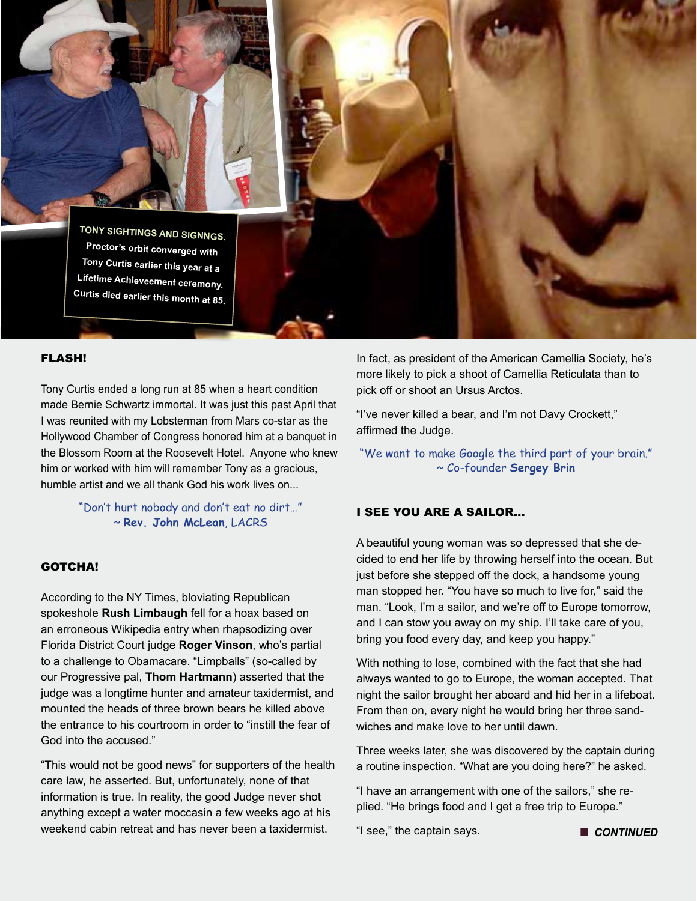TONY SIGHTINGS AND SIGNNGS. Proctor's orbit converged with Tony Curtis earlier this year at a Lifetime Achieveement ceremony. Curtis died earlier this month at 85.

## FLASH!

Tony Curtis ended a long run at 85 when a heart condition made Bernie Schwartz immortal. It was just this past April that I was reunited with my Lobsterman from Mars co-star as the Hollywood Chamber of Congress honored him at a banquet in the Blossom Room at the Roosevelt Hotel. Anyone who knew him or worked with him will remember Tony as a gracious, humble artist and we all thank God his work lives on...

"Don't hurt nobody and don't eat no dirt…"
~ **Rev. John McLean**, LACRS

## GOTCHA!

According to the NY Times, bloviating Republican spokeshole **Rush Limbaugh** fell for a hoax based on an erroneous Wikipedia entry when rhapsodizing over Florida District Court judge **Roger Vinson**, who's partial to a challenge to Obamacare. "Limpballs" (so-called by our Progressive pal, **Thom Hartmann**) asserted that the judge was a longtime hunter and amateur taxidermist, and mounted the heads of three brown bears he killed above the entrance to his courtroom in order to "instill the fear of God into the accused."

"This would not be good news" for supporters of the health care law, he asserted. But, unfortunately, none of that information is true. In reality, the good Judge never shot anything except a water moccasin a few weeks ago at his weekend cabin retreat and has never been a taxidermist.

In fact, as president of the American Camellia Society, he's more likely to pick a shoot of Camellia Reticulata than to pick off or shoot an Ursus Arctos.

"I've never killed a bear, and I'm not Davy Crockett," affirmed the Judge.

"We want to make Google the third part of your brain."
~ Co-founder **Sergey Brin**

## I SEE YOU ARE A SAILOR...

A beautiful young woman was so depressed that she decided to end her life by throwing herself into the ocean. But just before she stepped off the dock, a handsome young man stopped her. "You have so much to live for," said the man. "Look, I'm a sailor, and we're off to Europe tomorrow, and I can stow you away on my ship. I'll take care of you, bring you food every day, and keep you happy."

With nothing to lose, combined with the fact that she had always wanted to go to Europe, the woman accepted. That night the sailor brought her aboard and hid her in a lifeboat. From then on, every night he would bring her three sandwiches and make love to her until dawn.

Three weeks later, she was discovered by the captain during a routine inspection. "What are you doing here?" he asked.

"I have an arrangement with one of the sailors," she replied. "He brings food and I get a free trip to Europe."

"I see," the captain says.

■ ***CONTINUED***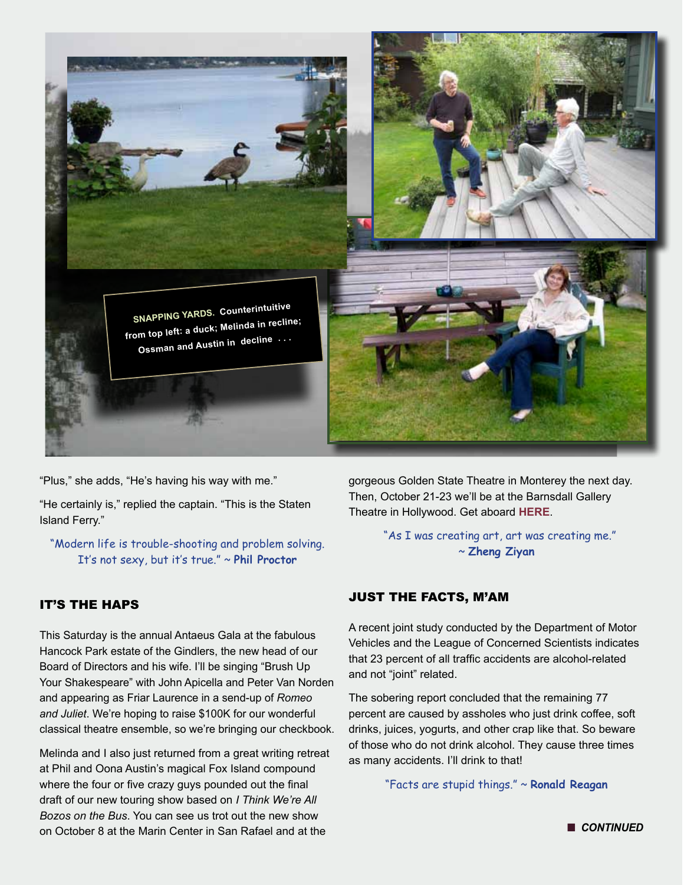**SNAPPING YARDS.** Counterintuitive from top left: a duck; Melinda in recline; Ossman and Austin in decline . . .

"Plus," she adds, "He's having his way with me."

"He certainly is," replied the captain. "This is the Staten Island Ferry."

"Modern life is trouble-shooting and problem solving. It's not sexy, but it's true." ~ **Phil Proctor**

## IT'S THE HAPS

This Saturday is the annual Antaeus Gala at the fabulous Hancock Park estate of the Gindlers, the new head of our Board of Directors and his wife. I'll be singing "Brush Up Your Shakespeare" with John Apicella and Peter Van Norden and appearing as Friar Laurence in a send-up of *Romeo and Juliet*. We're hoping to raise $100K for our wonderful classical theatre ensemble, so we're bringing our checkbook.

Melinda and I also just returned from a great writing retreat at Phil and Oona Austin's magical Fox Island compound where the four or five crazy guys pounded out the final draft of our new touring show based on *I Think We're All Bozos on the Bus*. You can see us trot out the new show on October 8 at the Marin Center in San Rafael and at the gorgeous Golden State Theatre in Monterey the next day. Then, October 21-23 we'll be at the Barnsdall Gallery Theatre in Hollywood. Get aboard **HERE**.

"As I was creating art, art was creating me." ~ **Zheng Ziyan**

## JUST THE FACTS, M'AM

A recent joint study conducted by the Department of Motor Vehicles and the League of Concerned Scientists indicates that 23 percent of all traffic accidents are alcohol-related and not "joint" related.

The sobering report concluded that the remaining 77 percent are caused by assholes who just drink coffee, soft drinks, juices, yogurts, and other crap like that. So beware of those who do not drink alcohol. They cause three times as many accidents. I'll drink to that!

"Facts are stupid things." ~ **Ronald Reagan**

***CONTINUED***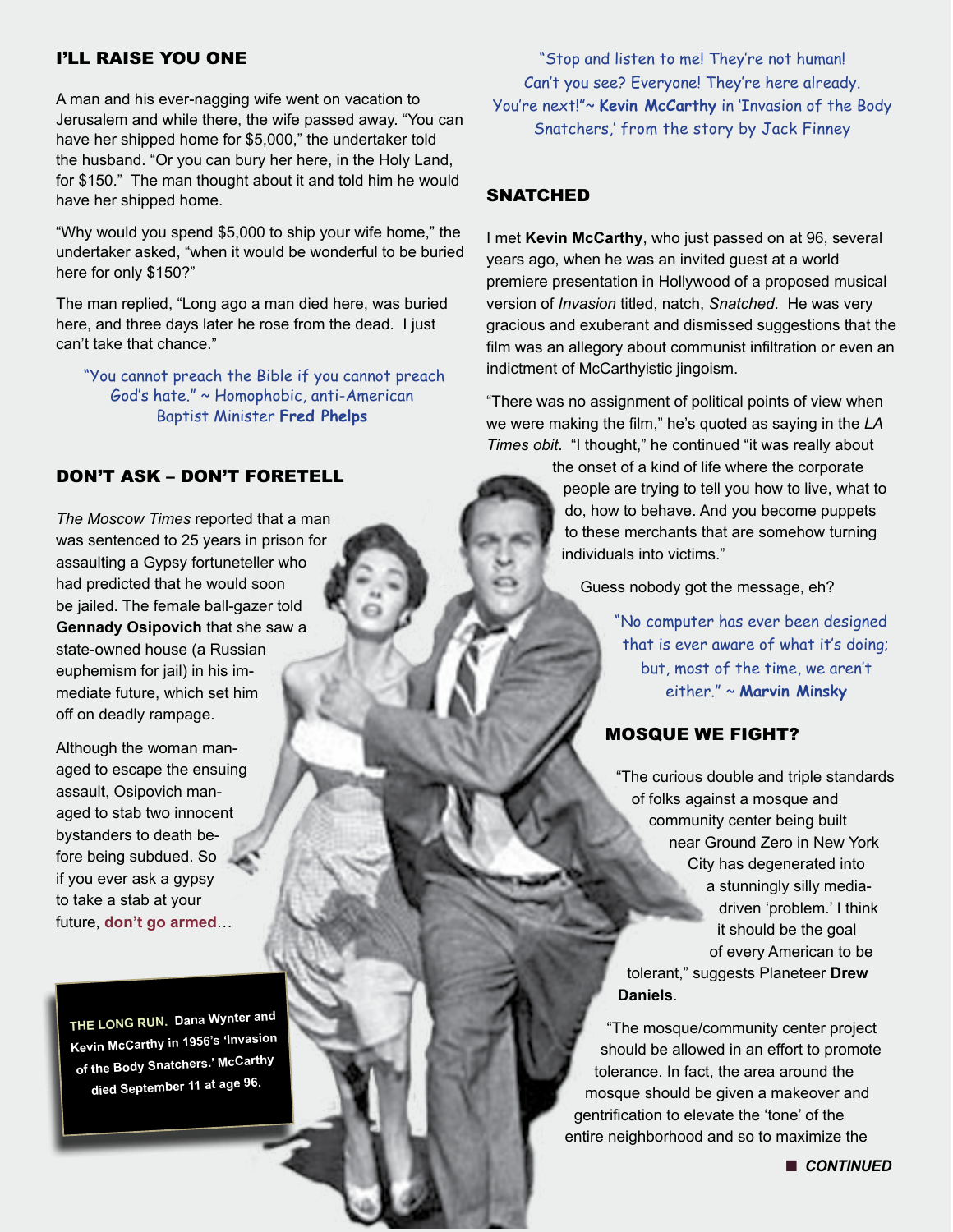## I'LL RAISE YOU ONE

A man and his ever-nagging wife went on vacation to Jerusalem and while there, the wife passed away. "You can have her shipped home for $5,000," the undertaker told the husband. "Or you can bury her here, in the Holy Land, for $150." The man thought about it and told him he would have her shipped home.

"Why would you spend $5,000 to ship your wife home," the undertaker asked, "when it would be wonderful to be buried here for only $150?"

The man replied, "Long ago a man died here, was buried here, and three days later he rose from the dead. I just can't take that chance."

"You cannot preach the Bible if you cannot preach God's hate." ~ Homophobic, anti-American Baptist Minister **Fred Phelps**

## DON'T ASK – DON'T FORETELL

*The Moscow Times* reported that a man was sentenced to 25 years in prison for assaulting a Gypsy fortuneteller who had predicted that he would soon be jailed. The female ball-gazer told **Gennady Osipovich** that she saw a state-owned house (a Russian euphemism for jail) in his immediate future, which set him off on deadly rampage.

Although the woman managed to escape the ensuing assault, Osipovich managed to stab two innocent bystanders to death before being subdued. So if you ever ask a gypsy to take a stab at your future, **don't go armed**…

**THE LONG RUN.** **Dana Wynter and Kevin McCarthy in 1956's 'Invasion of the Body Snatchers.' McCarthy died September 11 at age 96.**

"Stop and listen to me! They're not human! Can't you see? Everyone! They're here already. You're next!"~ **Kevin McCarthy** in 'Invasion of the Body Snatchers,' from the story by Jack Finney

## SNATCHED

I met **Kevin McCarthy**, who just passed on at 96, several years ago, when he was an invited guest at a world premiere presentation in Hollywood of a proposed musical version of *Invasion* titled, natch, *Snatched*. He was very gracious and exuberant and dismissed suggestions that the film was an allegory about communist infiltration or even an indictment of McCarthyistic jingoism.

"There was no assignment of political points of view when we were making the film," he's quoted as saying in the *LA Times obit*. "I thought," he continued "it was really about the onset of a kind of life where the corporate people are trying to tell you how to live, what to do, how to behave. And you become puppets to these merchants that are somehow turning individuals into victims."

Guess nobody got the message, eh?

"No computer has ever been designed that is ever aware of what it's doing; but, most of the time, we aren't either." ~ **Marvin Minsky**

## MOSQUE WE FIGHT?

"The curious double and triple standards of folks against a mosque and community center being built near Ground Zero in New York City has degenerated into a stunningly silly media-driven 'problem.' I think it should be the goal of every American to be tolerant," suggests Planeteer **Drew Daniels**.

"The mosque/community center project should be allowed in an effort to promote tolerance. In fact, the area around the mosque should be given a makeover and gentrification to elevate the 'tone' of the entire neighborhood and so to maximize the

■ ***CONTINUED***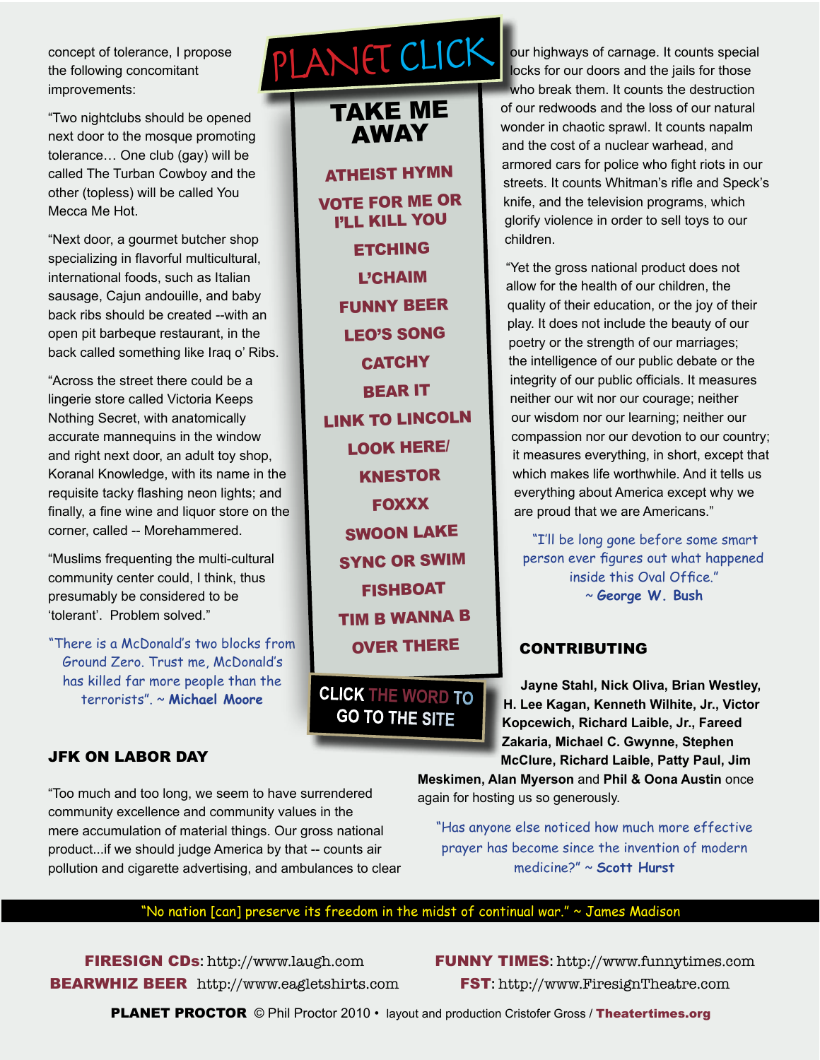concept of tolerance, I propose the following concomitant improvements:

“Two nightclubs should be opened next door to the mosque promoting tolerance… One club (gay) will be called The Turban Cowboy and the other (topless) will be called You Mecca Me Hot.

“Next door, a gourmet butcher shop specializing in flavorful multicultural, international foods, such as Italian sausage, Cajun andouille, and baby back ribs should be created --with an open pit barbeque restaurant, in the back called something like Iraq o’ Ribs.

“Across the street there could be a lingerie store called Victoria Keeps Nothing Secret, with anatomically accurate mannequins in the window and right next door, an adult toy shop, Koranal Knowledge, with its name in the requisite tacky flashing neon lights; and finally, a fine wine and liquor store on the corner, called -- Morehammered.

“Muslims frequenting the multi-cultural community center could, I think, thus presumably be considered to be ‘tolerant’. Problem solved.”

“There is a McDonald’s two blocks from Ground Zero. Trust me, McDonald’s has killed far more people than the terrorists”. ~ **Michael Moore**

# PLANET CLICK

## TAKE ME AWAY

- ATHEIST HYMN
- VOTE FOR ME OR I’LL KILL YOU
- ETCHING
- L’CHAIM
- FUNNY BEER
- LEO’S SONG
- CATCHY
- BEAR IT
- LINK TO LINCOLN
- LOOK HERE/
- KNESTOR
- FOXXX
- SWOON LAKE
- SYNC OR SWIM
- FISHBOAT
- TIM B WANNA B
- OVER THERE

CLICK THE WORD TO GO TO THE SITE

## JFK ON LABOR DAY

“Too much and too long, we seem to have surrendered community excellence and community values in the mere accumulation of material things. Our gross national product...if we should judge America by that -- counts air pollution and cigarette advertising, and ambulances to clear our highways of carnage. It counts special locks for our doors and the jails for those who break them. It counts the destruction of our redwoods and the loss of our natural wonder in chaotic sprawl. It counts napalm and the cost of a nuclear warhead, and armored cars for police who fight riots in our streets. It counts Whitman’s rifle and Speck’s knife, and the television programs, which glorify violence in order to sell toys to our children.

“Yet the gross national product does not allow for the health of our children, the quality of their education, or the joy of their play. It does not include the beauty of our poetry or the strength of our marriages; the intelligence of our public debate or the integrity of our public officials. It measures neither our wit nor our courage; neither our wisdom nor our learning; neither our compassion nor our devotion to our country; it measures everything, in short, except that which makes life worthwhile. And it tells us everything about America except why we are proud that we are Americans.”

“I’ll be long gone before some smart person ever figures out what happened inside this Oval Office.” ~ **George W. Bush**

## CONTRIBUTING

**Jayne Stahl, Nick Oliva, Brian Westley, H. Lee Kagan, Kenneth Wilhite, Jr., Victor Kopcewich, Richard Laible, Jr., Fareed Zakaria, Michael C. Gwynne, Stephen McClure, Richard Laible, Patty Paul, Jim Meskimen, Alan Myerson** and **Phil & Oona Austin** once again for hosting us so generously.

“Has anyone else noticed how much more effective prayer has become since the invention of modern medicine?” ~ **Scott Hurst**

“No nation [can] preserve its freedom in the midst of continual war.” ~ James Madison

**FIRESIGN CDs**: http://www.laugh.com
**BEARWHIZ BEER** http://www.eagletshirts.com
**FUNNY TIMES**: http://www.funnytimes.com
**FST**: http://www.FiresignTheatre.com

**PLANET PROCTOR** © Phil Proctor 2010 • layout and production Cristofer Gross / **Theatertimes.org**